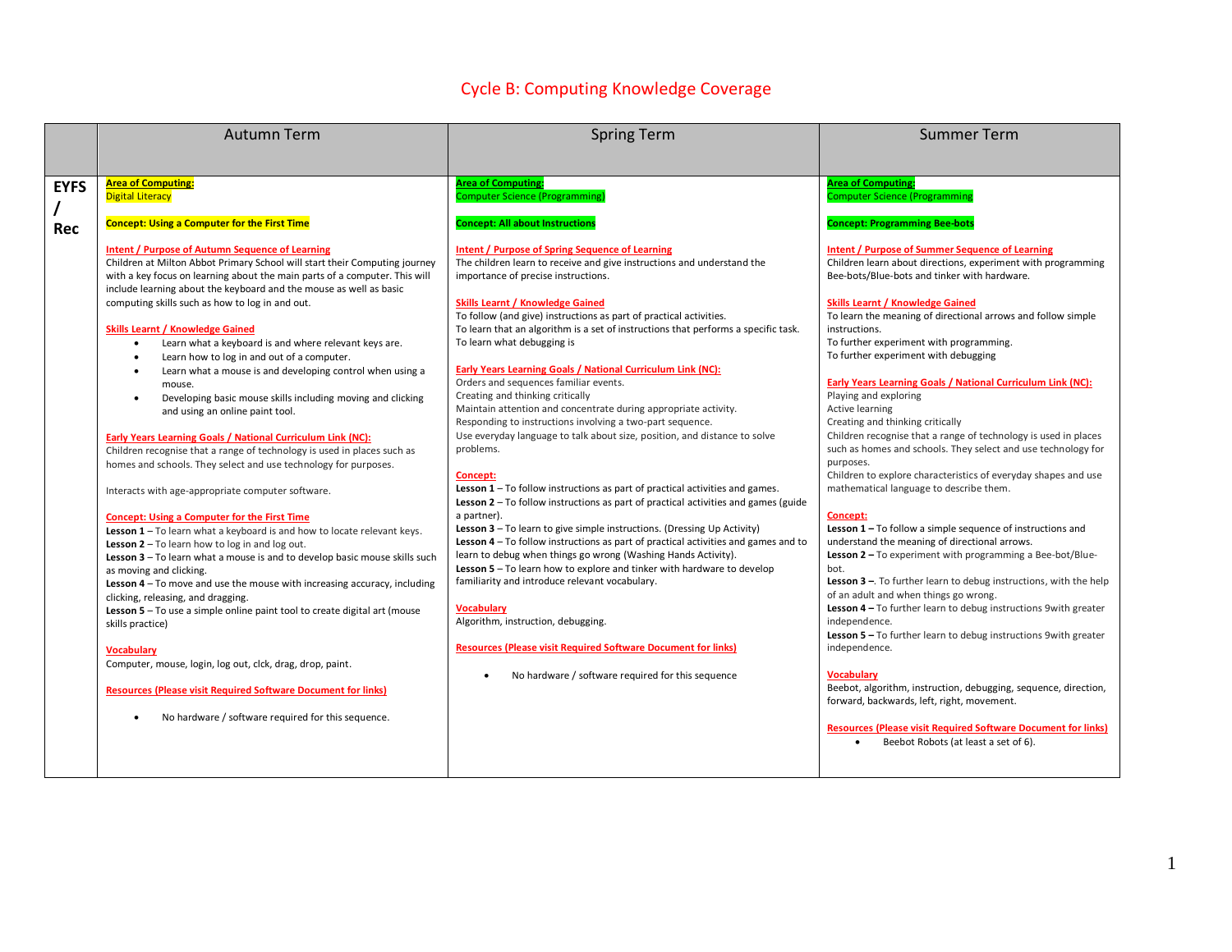# Cycle B: Computing Knowledge Coverage

| | Autumn Term | Spring Term | Summer Term |
|---|---|---|---|
| **EYFS / Rec** | **Area of Computing:**<br>Digital Literacy<br><br>**Concept: Using a Computer for the First Time**<br><br>**Intent / Purpose of Autumn Sequence of Learning**<br>Children at Milton Abbot Primary School will start their Computing journey with a key focus on learning about the main parts of a computer. This will include learning about the keyboard and the mouse as well as basic computing skills such as how to log in and out.<br><br>**Skills Learnt / Knowledge Gained**<br>• Learn what a keyboard is and where relevant keys are.<br>• Learn how to log in and out of a computer.<br>• Learn what a mouse is and developing control when using a mouse.<br>• Developing basic mouse skills including moving and clicking and using an online paint tool.<br><br>**Early Years Learning Goals / National Curriculum Link (NC):**<br>Children recognise that a range of technology is used in places such as homes and schools. They select and use technology for purposes.<br><br>Interacts with age-appropriate computer software.<br><br>**Concept: Using a Computer for the First Time**<br>**Lesson 1** – To learn what a keyboard is and how to locate relevant keys.<br>**Lesson 2** – To learn how to log in and log out.<br>**Lesson 3** – To learn what a mouse is and to develop basic mouse skills such as moving and clicking.<br>**Lesson 4** – To move and use the mouse with increasing accuracy, including clicking, releasing, and dragging.<br>**Lesson 5** – To use a simple online paint tool to create digital art (mouse skills practice)<br><br>**Vocabulary**<br>Computer, mouse, login, log out, clck, drag, drop, paint.<br><br>**Resources (Please visit Required Software Document for links)**<br>• No hardware / software required for this sequence. | **Area of Computing:**<br>Computer Science (Programming)<br><br>**Concept: All about Instructions**<br><br>**Intent / Purpose of Spring Sequence of Learning**<br>The children learn to receive and give instructions and understand the importance of precise instructions.<br><br>**Skills Learnt / Knowledge Gained**<br>To follow (and give) instructions as part of practical activities.<br>To learn that an algorithm is a set of instructions that performs a specific task.<br>To learn what debugging is<br><br>**Early Years Learning Goals / National Curriculum Link (NC):**<br>Orders and sequences familiar events.<br>Creating and thinking critically<br>Maintain attention and concentrate during appropriate activity.<br>Responding to instructions involving a two-part sequence.<br>Use everyday language to talk about size, position, and distance to solve problems.<br><br>**Concept:**<br>**Lesson 1** – To follow instructions as part of practical activities and games.<br>**Lesson 2** – To follow instructions as part of practical activities and games (guide a partner).<br>**Lesson 3** – To learn to give simple instructions. (Dressing Up Activity)<br>**Lesson 4** – To follow instructions as part of practical activities and games and to learn to debug when things go wrong (Washing Hands Activity).<br>**Lesson 5** – To learn how to explore and tinker with hardware to develop familiarity and introduce relevant vocabulary.<br><br>**Vocabulary**<br>Algorithm, instruction, debugging.<br><br>**Resources (Please visit Required Software Document for links)**<br>• No hardware / software required for this sequence | **Area of Computing:**<br>Computer Science (Programming<br><br>**Concept: Programming Bee-bots**<br><br>**Intent / Purpose of Summer Sequence of Learning**<br>Children learn about directions, experiment with programming Bee-bots/Blue-bots and tinker with hardware.<br><br>**Skills Learnt / Knowledge Gained**<br>To learn the meaning of directional arrows and follow simple instructions.<br>To further experiment with programming.<br>To further experiment with debugging<br><br>**Early Years Learning Goals / National Curriculum Link (NC):**<br>Playing and exploring<br>Active learning<br>Creating and thinking critically<br>Children recognise that a range of technology is used in places such as homes and schools. They select and use technology for purposes.<br>Children to explore characteristics of everyday shapes and use mathematical language to describe them.<br><br>**Concept:**<br>**Lesson 1 –** To follow a simple sequence of instructions and understand the meaning of directional arrows.<br>**Lesson 2 –** To experiment with programming a Bee-bot/Blue-bot.<br>**Lesson 3 –**. To further learn to debug instructions, with the help of an adult and when things go wrong.<br>**Lesson 4 –** To further learn to debug instructions 9with greater independence.<br>**Lesson 5 –** To further learn to debug instructions 9with greater independence.<br><br>**Vocabulary**<br>Beebot, algorithm, instruction, debugging, sequence, direction, forward, backwards, left, right, movement.<br><br>**Resources (Please visit Required Software Document for links)**<br>• Beebot Robots (at least a set of 6). |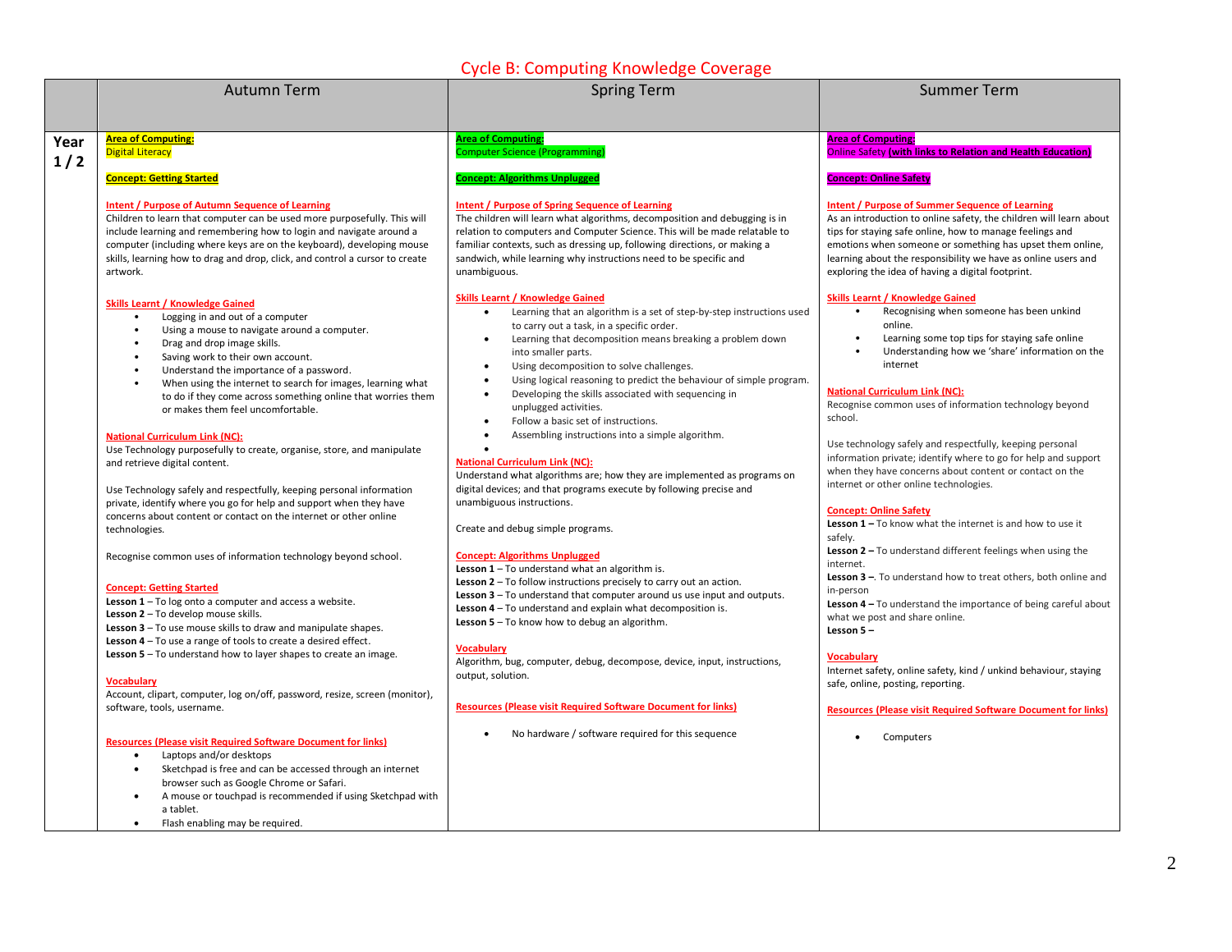# Cycle B: Computing Knowledge Coverage

| | Autumn Term | Spring Term | Summer Term |
|---|---|---|---|
| **Year 1 / 2** | **Area of Computing:**<br>Digital Literacy<br><br>**Concept: Getting Started**<br><br>**Intent / Purpose of Autumn Sequence of Learning**<br>Children to learn that computer can be used more purposefully. This will include learning and remembering how to login and navigate around a computer (including where keys are on the keyboard), developing mouse skills, learning how to drag and drop, click, and control a cursor to create artwork.<br><br>**Skills Learnt / Knowledge Gained**<br>• Logging in and out of a computer<br>• Using a mouse to navigate around a computer.<br>• Drag and drop image skills.<br>• Saving work to their own account.<br>• Understand the importance of a password.<br>• When using the internet to search for images, learning what to do if they come across something online that worries them or makes them feel uncomfortable.<br><br>**National Curriculum Link (NC):**<br>Use Technology purposefully to create, organise, store, and manipulate and retrieve digital content.<br><br>Use Technology safely and respectfully, keeping personal information private, identify where you go for help and support when they have concerns about content or contact on the internet or other online technologies.<br><br>Recognise common uses of information technology beyond school.<br><br>**Concept: Getting Started**<br>**Lesson 1** – To log onto a computer and access a website.<br>**Lesson 2** – To develop mouse skills.<br>**Lesson 3** – To use mouse skills to draw and manipulate shapes.<br>**Lesson 4** – To use a range of tools to create a desired effect.<br>**Lesson 5** – To understand how to layer shapes to create an image.<br><br>**Vocabulary**<br>Account, clipart, computer, log on/off, password, resize, screen (monitor), software, tools, username.<br><br>**Resources (Please visit Required Software Document for links)**<br>• Laptops and/or desktops<br>• Sketchpad is free and can be accessed through an internet browser such as Google Chrome or Safari.<br>• A mouse or touchpad is recommended if using Sketchpad with a tablet.<br>• Flash enabling may be required. | **Area of Computing:**<br>Computer Science (Programming)<br><br>**Concept: Algorithms Unplugged**<br><br>**Intent / Purpose of Spring Sequence of Learning**<br>The children will learn what algorithms, decomposition and debugging is in relation to computers and Computer Science. This will be made relatable to familiar contexts, such as dressing up, following directions, or making a sandwich, while learning why instructions need to be specific and unambiguous.<br><br>**Skills Learnt / Knowledge Gained**<br>• Learning that an algorithm is a set of step-by-step instructions used to carry out a task, in a specific order.<br>• Learning that decomposition means breaking a problem down into smaller parts.<br>• Using decomposition to solve challenges.<br>• Using logical reasoning to predict the behaviour of simple program.<br>• Developing the skills associated with sequencing in unplugged activities.<br>• Follow a basic set of instructions.<br>• Assembling instructions into a simple algorithm.<br>•<br><br>**National Curriculum Link (NC):**<br>Understand what algorithms are; how they are implemented as programs on digital devices; and that programs execute by following precise and unambiguous instructions.<br><br>Create and debug simple programs.<br><br>**Concept: Algorithms Unplugged**<br>**Lesson 1** – To understand what an algorithm is.<br>**Lesson 2** – To follow instructions precisely to carry out an action.<br>**Lesson 3** – To understand that computer around us use input and outputs.<br>**Lesson 4** – To understand and explain what decomposition is.<br>**Lesson 5** – To know how to debug an algorithm.<br><br>**Vocabulary**<br>Algorithm, bug, computer, debug, decompose, device, input, instructions, output, solution.<br><br>**Resources (Please visit Required Software Document for links)**<br><br>• No hardware / software required for this sequence | **Area of Computing:**<br>Online Safety **(with links to Relation and Health Education)**<br><br>**Concept: Online Safety**<br><br>**Intent / Purpose of Summer Sequence of Learning**<br>As an introduction to online safety, the children will learn about tips for staying safe online, how to manage feelings and emotions when someone or something has upset them online, learning about the responsibility we have as online users and exploring the idea of having a digital footprint.<br><br>**Skills Learnt / Knowledge Gained**<br>• Recognising when someone has been unkind online.<br>• Learning some top tips for staying safe online<br>• Understanding how we 'share' information on the internet<br><br>**National Curriculum Link (NC):**<br>Recognise common uses of information technology beyond school.<br><br>Use technology safely and respectfully, keeping personal information private; identify where to go for help and support when they have concerns about content or contact on the internet or other online technologies.<br><br>**Concept: Online Safety**<br>**Lesson 1 –** To know what the internet is and how to use it safely.<br>**Lesson 2 –** To understand different feelings when using the internet.<br>**Lesson 3 –**. To understand how to treat others, both online and in-person<br>**Lesson 4 –** To understand the importance of being careful about what we post and share online.<br>**Lesson 5 –**<br><br>**Vocabulary**<br>Internet safety, online safety, kind / unkind behaviour, staying safe, online, posting, reporting.<br><br>**Resources (Please visit Required Software Document for links)**<br><br>• Computers |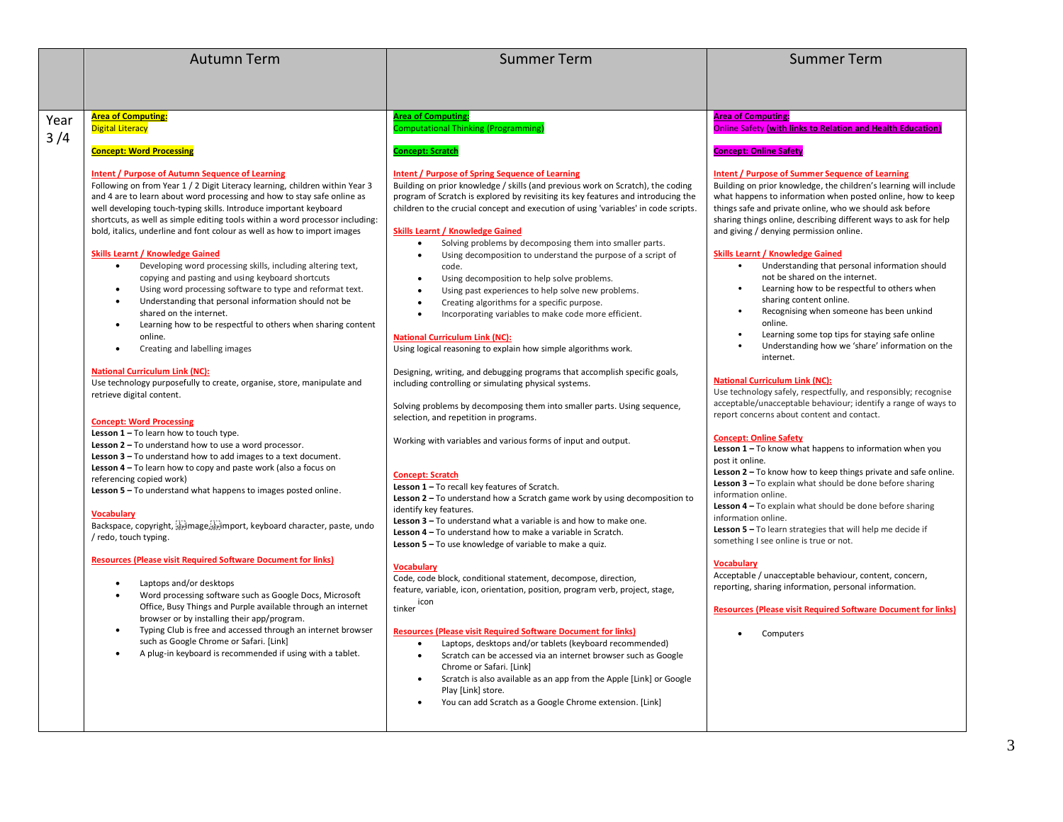| | Autumn Term | Summer Term | Summer Term |
|---|---|---|---|
| Year 3 /4 | **Area of Computing:**<br>Digital Literacy<br><br>**Concept: Word Processing**<br><br>**Intent / Purpose of Autumn Sequence of Learning**<br>Following on from Year 1 / 2 Digit Literacy learning, children within Year 3 and 4 are to learn about word processing and how to stay safe online as well developing touch-typing skills. Introduce important keyboard shortcuts, as well as simple editing tools within a word processor including: bold, italics, underline and font colour as well as how to import images<br><br>**Skills Learnt / Knowledge Gained**<br>• Developing word processing skills, including altering text, copying and pasting and using keyboard shortcuts<br>• Using word processing software to type and reformat text.<br>• Understanding that personal information should not be shared on the internet.<br>• Learning how to be respectful to others when sharing content online.<br>• Creating and labelling images<br><br>**National Curriculum Link (NC):**<br>Use technology purposefully to create, organise, store, manipulate and retrieve digital content.<br><br>**Concept: Word Processing**<br>**Lesson 1 –** To learn how to touch type.<br>**Lesson 2 –** To understand how to use a word processor.<br>**Lesson 3 –** To understand how to add images to a text document.<br>**Lesson 4 –** To learn how to copy and paste work (also a focus on referencing copied work)<br>**Lesson 5 –** To understand what happens to images posted online.<br><br>**Vocabulary**<br>Backspace, copyright, image, import, keyboard character, paste, undo / redo, touch typing.<br><br>**Resources (Please visit Required Software Document for links)**<br>• Laptops and/or desktops<br>• Word processing software such as Google Docs, Microsoft Office, Busy Things and Purple available through an internet browser or by installing their app/program.<br>• Typing Club is free and accessed through an internet browser such as Google Chrome or Safari. [Link]<br>• A plug-in keyboard is recommended if using with a tablet. | **Area of Computing:**<br>Computational Thinking (Programming)<br><br>**Concept: Scratch**<br><br>**Intent / Purpose of Spring Sequence of Learning**<br>Building on prior knowledge / skills (and previous work on Scratch), the coding program of Scratch is explored by revisiting its key features and introducing the children to the crucial concept and execution of using 'variables' in code scripts.<br><br>**Skills Learnt / Knowledge Gained**<br>• Solving problems by decomposing them into smaller parts.<br>• Using decomposition to understand the purpose of a script of code.<br>• Using decomposition to help solve problems.<br>• Using past experiences to help solve new problems.<br>• Creating algorithms for a specific purpose.<br>• Incorporating variables to make code more efficient.<br><br>**National Curriculum Link (NC):**<br>Using logical reasoning to explain how simple algorithms work.<br><br>Designing, writing, and debugging programs that accomplish specific goals, including controlling or simulating physical systems.<br><br>Solving problems by decomposing them into smaller parts. Using sequence, selection, and repetition in programs.<br><br>Working with variables and various forms of input and output.<br><br>**Concept: Scratch**<br>**Lesson 1 –** To recall key features of Scratch.<br>**Lesson 2 –** To understand how a Scratch game work by using decomposition to identify key features.<br>**Lesson 3 –** To understand what a variable is and how to make one.<br>**Lesson 4 –** To understand how to make a variable in Scratch.<br>**Lesson 5 –** To use knowledge of variable to make a quiz.<br><br>**Vocabulary**<br>Code, code block, conditional statement, decompose, direction, feature, variable, icon, orientation, position, program verb, project, stage, tinker icon<br><br>**Resources (Please visit Required Software Document for links)**<br>• Laptops, desktops and/or tablets (keyboard recommended)<br>• Scratch can be accessed via an internet browser such as Google Chrome or Safari. [Link]<br>• Scratch is also available as an app from the Apple [Link] or Google Play [Link] store.<br>• You can add Scratch as a Google Chrome extension. [Link] | **Area of Computing:**<br>Online Safety **(with links to Relation and Health Education)**<br><br>**Concept: Online Safety**<br><br>**Intent / Purpose of Summer Sequence of Learning**<br>Building on prior knowledge, the children's learning will include what happens to information when posted online, how to keep things safe and private online, who we should ask before sharing things online, describing different ways to ask for help and giving / denying permission online.<br><br>**Skills Learnt / Knowledge Gained**<br>• Understanding that personal information should not be shared on the internet.<br>• Learning how to be respectful to others when sharing content online.<br>• Recognising when someone has been unkind online.<br>• Learning some top tips for staying safe online<br>• Understanding how we 'share' information on the internet.<br><br>**National Curriculum Link (NC):**<br>Use technology safely, respectfully, and responsibly; recognise acceptable/unacceptable behaviour; identify a range of ways to report concerns about content and contact.<br><br>**Concept: Online Safety**<br>**Lesson 1 –** To know what happens to information when you post it online.<br>**Lesson 2 –** To know how to keep things private and safe online.<br>**Lesson 3 –** To explain what should be done before sharing information online.<br>**Lesson 4 –** To explain what should be done before sharing information online.<br>**Lesson 5 –** To learn strategies that will help me decide if something I see online is true or not.<br><br>**Vocabulary**<br>Acceptable / unacceptable behaviour, content, concern, reporting, sharing information, personal information.<br><br>**Resources (Please visit Required Software Document for links)**<br>• Computers |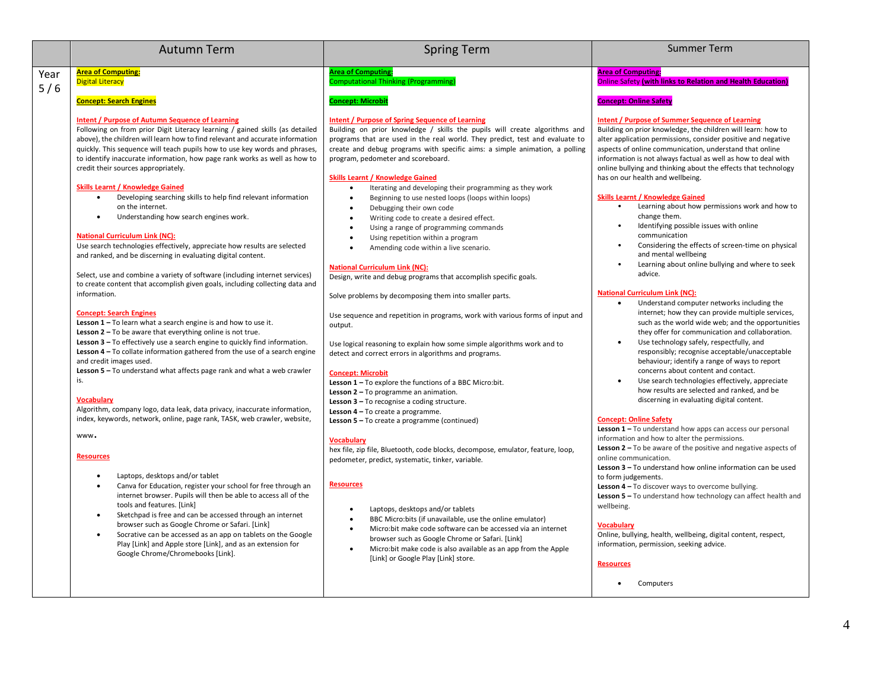| | Autumn Term | Spring Term | Summer Term |
|---|---|---|---|
| Year 5 / 6 | **Area of Computing:**<br>Digital Literacy<br><br>**Concept: Search Engines**<br><br>**Intent / Purpose of Autumn Sequence of Learning**<br>Following on from prior Digit Literacy learning / gained skills (as detailed above), the children will learn how to find relevant and accurate information quickly. This sequence will teach pupils how to use key words and phrases, to identify inaccurate information, how page rank works as well as how to credit their sources appropriately.<br><br>**Skills Learnt / Knowledge Gained**<br>• Developing searching skills to help find relevant information on the internet.<br>• Understanding how search engines work.<br><br>**National Curriculum Link (NC):**<br>Use search technologies effectively, appreciate how results are selected and ranked, and be discerning in evaluating digital content.<br><br>Select, use and combine a variety of software (including internet services) to create content that accomplish given goals, including collecting data and information.<br><br>**Concept: Search Engines**<br>**Lesson 1 –** To learn what a search engine is and how to use it.<br>**Lesson 2 –** To be aware that everything online is not true.<br>**Lesson 3 –** To effectively use a search engine to quickly find information.<br>**Lesson 4 –** To collate information gathered from the use of a search engine and credit images used.<br>**Lesson 5 –** To understand what affects page rank and what a web crawler is.<br><br>**Vocabulary**<br>Algorithm, company logo, data leak, data privacy, inaccurate information, index, keywords, network, online, page rank, TASK, web crawler, website, www.<br><br>**Resources**<br>• Laptops, desktops and/or tablet<br>• Canva for Education, register your school for free through an internet browser. Pupils will then be able to access all of the tools and features. [Link]<br>• Sketchpad is free and can be accessed through an internet browser such as Google Chrome or Safari. [Link]<br>• Socrative can be accessed as an app on tablets on the Google Play [Link] and Apple store [Link], and as an extension for Google Chrome/Chromebooks [Link]. | **Area of Computing:**<br>Computational Thinking (Programming)<br><br>**Concept: Microbit**<br><br>**Intent / Purpose of Spring Sequence of Learning**<br>Building on prior knowledge / skills the pupils will create algorithms and programs that are used in the real world. They predict, test and evaluate to create and debug programs with specific aims: a simple animation, a polling program, pedometer and scoreboard.<br><br>**Skills Learnt / Knowledge Gained**<br>• Iterating and developing their programming as they work<br>• Beginning to use nested loops (loops within loops)<br>• Debugging their own code<br>• Writing code to create a desired effect.<br>• Using a range of programming commands<br>• Using repetition within a program<br>• Amending code within a live scenario.<br><br>**National Curriculum Link (NC):**<br>Design, write and debug programs that accomplish specific goals.<br><br>Solve problems by decomposing them into smaller parts.<br><br>Use sequence and repetition in programs, work with various forms of input and output.<br><br>Use logical reasoning to explain how some simple algorithms work and to detect and correct errors in algorithms and programs.<br><br>**Concept: Microbit**<br>**Lesson 1 –** To explore the functions of a BBC Micro:bit.<br>**Lesson 2 –** To programme an animation.<br>**Lesson 3 –** To recognise a coding structure.<br>**Lesson 4 –** To create a programme.<br>**Lesson 5 –** To create a programme (continued)<br><br>**Vocabulary**<br>hex file, zip file, Bluetooth, code blocks, decompose, emulator, feature, loop, pedometer, predict, systematic, tinker, variable.<br><br>**Resources**<br>• Laptops, desktops and/or tablets<br>• BBC Micro:bits (if unavailable, use the online emulator)<br>• Micro:bit make code software can be accessed via an internet browser such as Google Chrome or Safari. [Link]<br>• Micro:bit make code is also available as an app from the Apple [Link] or Google Play [Link] store. | **Area of Computing:**<br>Online Safety **(with links to Relation and Health Education)**<br><br>**Concept: Online Safety**<br><br>**Intent / Purpose of Summer Sequence of Learning**<br>Building on prior knowledge, the children will learn: how to alter application permissions, consider positive and negative aspects of online communication, understand that online information is not always factual as well as how to deal with online bullying and thinking about the effects that technology has on our health and wellbeing.<br><br>**Skills Learnt / Knowledge Gained**<br>• Learning about how permissions work and how to change them.<br>• Identifying possible issues with online communication<br>• Considering the effects of screen-time on physical and mental wellbeing<br>• Learning about online bullying and where to seek advice.<br><br>**National Curriculum Link (NC):**<br>• Understand computer networks including the internet; how they can provide multiple services, such as the world wide web; and the opportunities they offer for communication and collaboration.<br>• Use technology safely, respectfully, and responsibly; recognise acceptable/unacceptable behaviour; identify a range of ways to report concerns about content and contact.<br>• Use search technologies effectively, appreciate how results are selected and ranked, and be discerning in evaluating digital content.<br><br>**Concept: Online Safety**<br>**Lesson 1 –** To understand how apps can access our personal information and how to alter the permissions.<br>**Lesson 2 –** To be aware of the positive and negative aspects of online communication.<br>**Lesson 3 –** To understand how online information can be used to form judgements.<br>**Lesson 4 –** To discover ways to overcome bullying.<br>**Lesson 5 –** To understand how technology can affect health and wellbeing.<br><br>**Vocabulary**<br>Online, bullying, health, wellbeing, digital content, respect, information, permission, seeking advice.<br><br>**Resources**<br>• Computers |